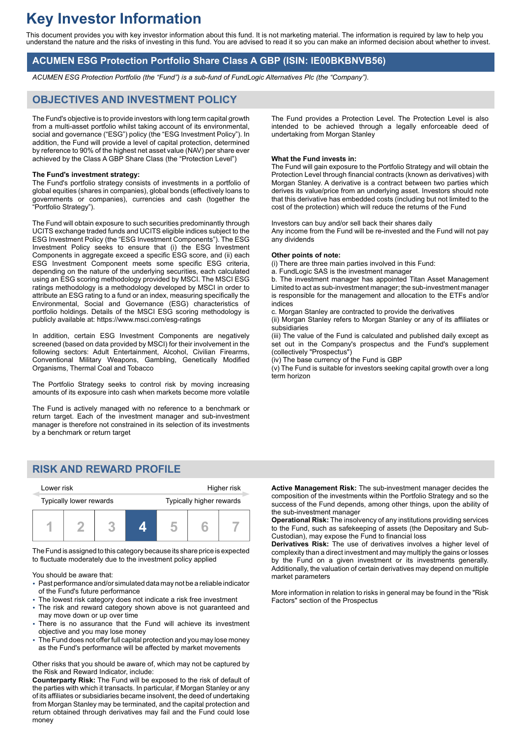# Key Investor Information

This document provides you with key investor information about this fund. It is not marketing material. The information is required by law to help you understand the nature and the risks of investing in this fund. You are advised to read it so you can make an informed decision about whether to invest.

## ACUMEN ESG Protection Portfolio Share Class A GBP (ISIN: IE00BKBNVB56)

*ACUMEN ESG Protection Portfolio (the "Fund") is a sub-fund of FundLogic Alternatives Plc (the "Company").*

## OBJECTIVES AND INVESTMENT POLICY

The Fund's objective is to provide investors with long term capital growth from a multi-asset portfolio whilst taking account of its environmental, social and governance ("ESG") policy (the "ESG Investment Policy"). In addition, the Fund will provide a level of capital protection, determined by reference to 90% of the highest net asset value (NAV) per share ever achieved by the Class A GBP Share Class (the "Protection Level")

**The Fund's investment strategy:**
The Fund's portfolio strategy consists of investments in a portfolio of global equities (shares in companies), global bonds (effectively loans to governments or companies), currencies and cash (together the "Portfolio Strategy").

The Fund will obtain exposure to such securities predominantly through UCITS exchange traded funds and UCITS eligible indices subject to the ESG Investment Policy (the "ESG Investment Components"). The ESG Investment Policy seeks to ensure that (i) the ESG Investment Components in aggregate exceed a specific ESG score, and (ii) each ESG Investment Component meets some specific ESG criteria, depending on the nature of the underlying securities, each calculated using an ESG scoring methodology provided by MSCI. The MSCI ESG ratings methodology is a methodology developed by MSCI in order to attribute an ESG rating to a fund or an index, measuring specifically the Environmental, Social and Governance (ESG) characteristics of portfolio holdings. Details of the MSCI ESG scoring methodology is publicly available at: https://www.msci.com/esg-ratings

In addition, certain ESG Investment Components are negatively screened (based on data provided by MSCI) for their involvement in the following sectors: Adult Entertainment, Alcohol, Civilian Firearms, Conventional Military Weapons, Gambling, Genetically Modified Organisms, Thermal Coal and Tobacco

The Portfolio Strategy seeks to control risk by moving increasing amounts of its exposure into cash when markets become more volatile

The Fund is actively managed with no reference to a benchmark or return target. Each of the investment manager and sub-investment manager is therefore not constrained in its selection of its investments by a benchmark or return target

The Fund provides a Protection Level. The Protection Level is also intended to be achieved through a legally enforceable deed of undertaking from Morgan Stanley

**What the Fund invests in:**
The Fund will gain exposure to the Portfolio Strategy and will obtain the Protection Level through financial contracts (known as derivatives) with Morgan Stanley. A derivative is a contract between two parties which derives its value/price from an underlying asset. Investors should note that this derivative has embedded costs (including but not limited to the cost of the protection) which will reduce the returns of the Fund

Investors can buy and/or sell back their shares daily
Any income from the Fund will be re-invested and the Fund will not pay any dividends

**Other points of note:**
(i) There are three main parties involved in this Fund:
a. FundLogic SAS is the investment manager
b. The investment manager has appointed Titan Asset Management Limited to act as sub-investment manager; the sub-investment manager is responsible for the management and allocation to the ETFs and/or indices
c. Morgan Stanley are contracted to provide the derivatives
(ii) Morgan Stanley refers to Morgan Stanley or any of its affiliates or subsidiaries
(iii) The value of the Fund is calculated and published daily except as set out in the Company's prospectus and the Fund's supplement (collectively "Prospectus")
(iv) The base currency of the Fund is GBP
(v) The Fund is suitable for investors seeking capital growth over a long term horizon

## RISK AND REWARD PROFILE

| Lower risk | | | | | | Higher risk |
|---|---|---|---|---|---|---|
| Typically lower rewards | | | | | | Typically higher rewards |
| 1 | 2 | 3 | **4** | 5 | 6 | 7 |

The Fund is assigned to this category because its share price is expected to fluctuate moderately due to the investment policy applied

You should be aware that:
- Past performance and/or simulated data may not be a reliable indicator of the Fund's future performance
- The lowest risk category does not indicate a risk free investment
- The risk and reward category shown above is not guaranteed and may move down or up over time
- There is no assurance that the Fund will achieve its investment objective and you may lose money
- The Fund does not offer full capital protection and you may lose money as the Fund's performance will be affected by market movements

Other risks that you should be aware of, which may not be captured by the Risk and Reward Indicator, include:
**Counterparty Risk:** The Fund will be exposed to the risk of default of the parties with which it transacts. In particular, if Morgan Stanley or any of its affiliates or subsidiaries became insolvent, the deed of undertaking from Morgan Stanley may be terminated, and the capital protection and return obtained through derivatives may fail and the Fund could lose money

**Active Management Risk:** The sub-investment manager decides the composition of the investments within the Portfolio Strategy and so the success of the Fund depends, among other things, upon the ability of the sub-investment manager
**Operational Risk:** The insolvency of any institutions providing services to the Fund, such as safekeeping of assets (the Depositary and Sub-Custodian), may expose the Fund to financial loss
**Derivatives Risk:** The use of derivatives involves a higher level of complexity than a direct investment and may multiply the gains or losses by the Fund on a given investment or its investments generally. Additionally, the valuation of certain derivatives may depend on multiple market parameters

More information in relation to risks in general may be found in the "Risk Factors" section of the Prospectus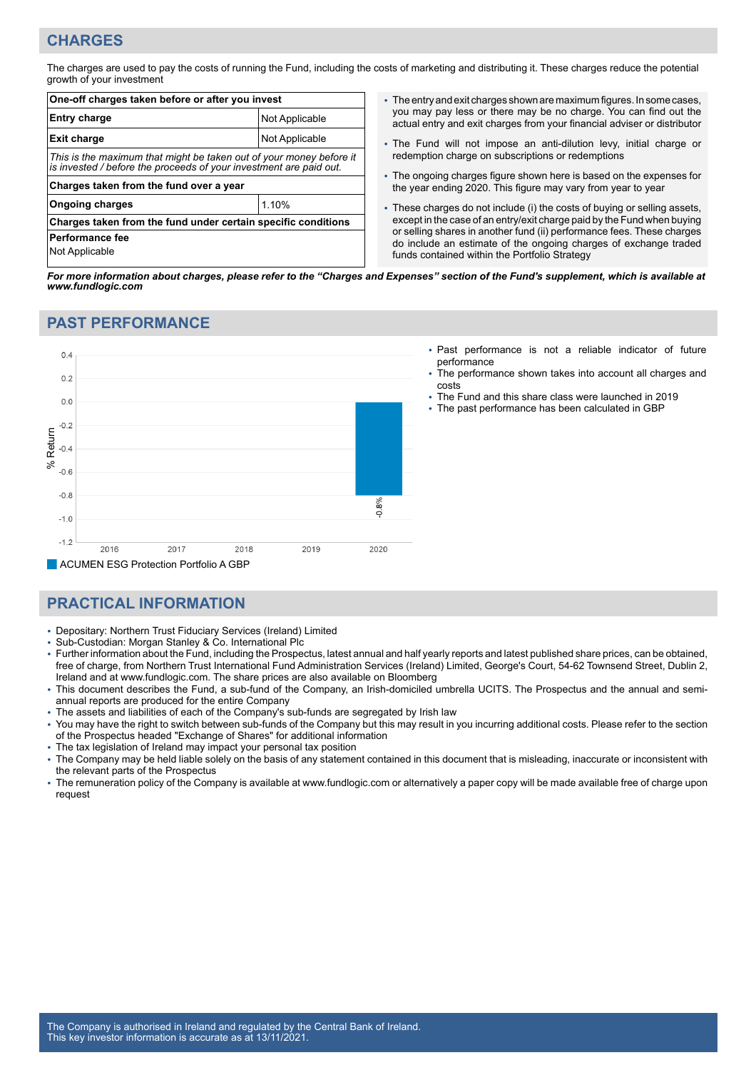## CHARGES

The charges are used to pay the costs of running the Fund, including the costs of marketing and distributing it. These charges reduce the potential growth of your investment

| One-off charges taken before or after you invest | |
|---|---|
| **Entry charge** | Not Applicable |
| **Exit charge** | Not Applicable |
| *This is the maximum that might be taken out of your money before it is invested / before the proceeds of your investment are paid out.* | |
| **Charges taken from the fund over a year** | |
| **Ongoing charges** | 1.10% |
| **Charges taken from the fund under certain specific conditions** | |
| **Performance fee** Not Applicable | |

- The entry and exit charges shown are maximum figures. In some cases, you may pay less or there may be no charge. You can find out the actual entry and exit charges from your financial adviser or distributor
- The Fund will not impose an anti-dilution levy, initial charge or redemption charge on subscriptions or redemptions
- The ongoing charges figure shown here is based on the expenses for the year ending 2020. This figure may vary from year to year
- These charges do not include (i) the costs of buying or selling assets, except in the case of an entry/exit charge paid by the Fund when buying or selling shares in another fund (ii) performance fees. These charges do include an estimate of the ongoing charges of exchange traded funds contained within the Portfolio Strategy

***For more information about charges, please refer to the "Charges and Expenses" section of the Fund's supplement, which is available at www.fundlogic.com***

## PAST PERFORMANCE

% Return

0.4
0.2
0.0
-0.2
-0.4
-0.6
-0.8
-1.0
-1.2

2016 2017 2018 2019 2020

-0.8%

ACUMEN ESG Protection Portfolio A GBP

- Past performance is not a reliable indicator of future performance
- The performance shown takes into account all charges and costs
- The Fund and this share class were launched in 2019
- The past performance has been calculated in GBP

## PRACTICAL INFORMATION

- Depositary: Northern Trust Fiduciary Services (Ireland) Limited
- Sub-Custodian: Morgan Stanley & Co. International Plc
- Further information about the Fund, including the Prospectus, latest annual and half yearly reports and latest published share prices, can be obtained, free of charge, from Northern Trust International Fund Administration Services (Ireland) Limited, George's Court, 54-62 Townsend Street, Dublin 2, Ireland and at www.fundlogic.com. The share prices are also available on Bloomberg
- This document describes the Fund, a sub-fund of the Company, an Irish-domiciled umbrella UCITS. The Prospectus and the annual and semi-annual reports are produced for the entire Company
- The assets and liabilities of each of the Company's sub-funds are segregated by Irish law
- You may have the right to switch between sub-funds of the Company but this may result in you incurring additional costs. Please refer to the section of the Prospectus headed "Exchange of Shares" for additional information
- The tax legislation of Ireland may impact your personal tax position
- The Company may be held liable solely on the basis of any statement contained in this document that is misleading, inaccurate or inconsistent with the relevant parts of the Prospectus
- The remuneration policy of the Company is available at www.fundlogic.com or alternatively a paper copy will be made available free of charge upon request

The Company is authorised in Ireland and regulated by the Central Bank of Ireland.
This key investor information is accurate as at 13/11/2021.